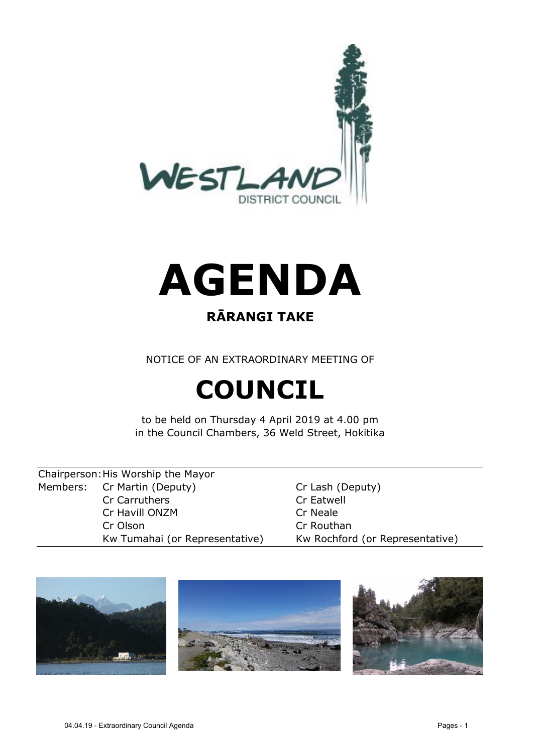WESTLAND DISTRICT COUNCIL

# AGENDA

## RĀRANGI TAKE

NOTICE OF AN EXTRAORDINARY MEETING OF

# COUNCIL

to be held on Thursday 4 April 2019 at 4.00 pm
in the Council Chambers, 36 Weld Street, Hokitika

| | | |
|---|---|---|
| Chairperson: | His Worship the Mayor | |
| Members: | Cr Martin (Deputy) | Cr Lash (Deputy) |
| | Cr Carruthers | Cr Eatwell |
| | Cr Havill ONZM | Cr Neale |
| | Cr Olson | Cr Routhan |
| | Kw Tumahai (or Representative) | Kw Rochford (or Representative) |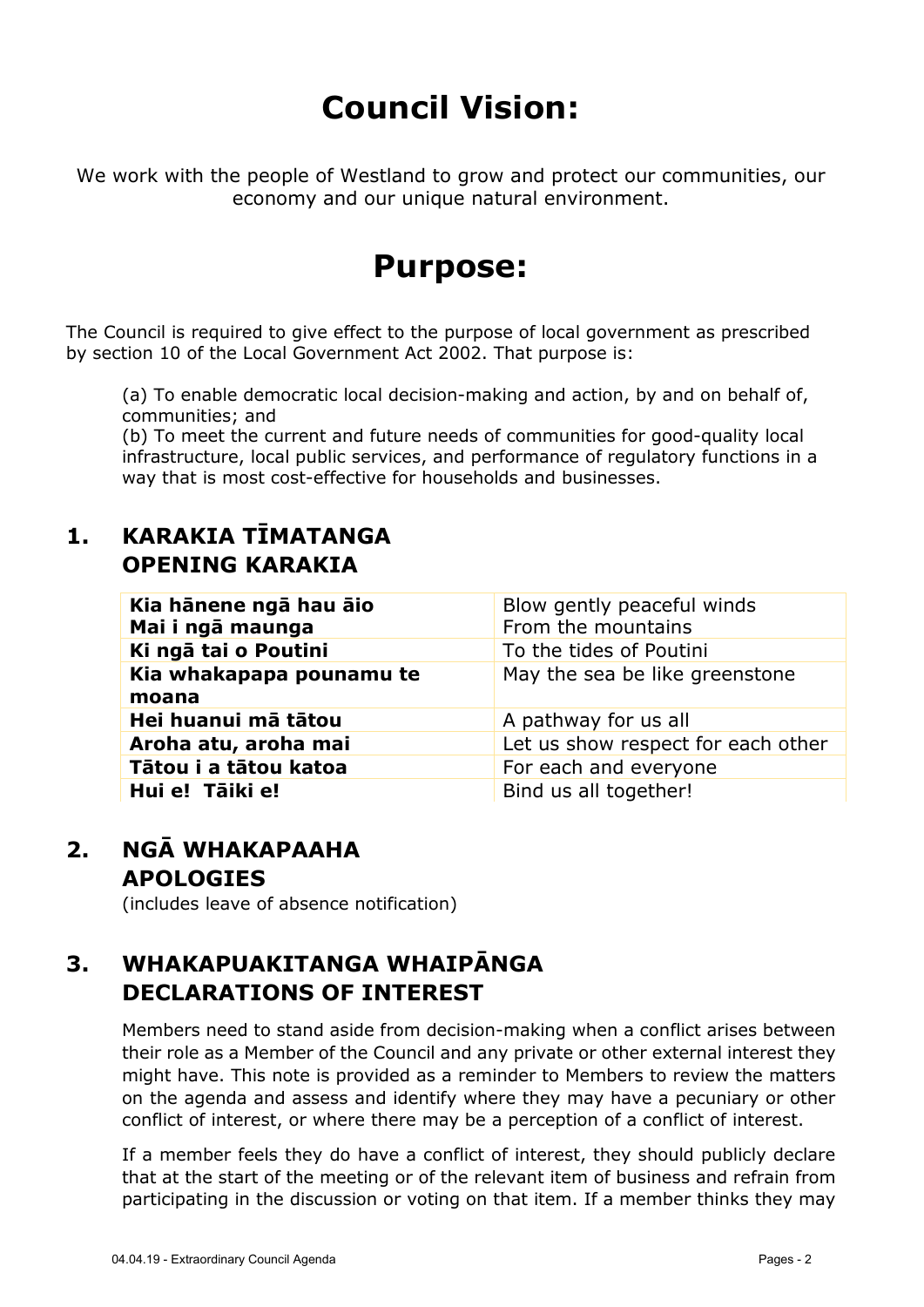# Council Vision:

We work with the people of Westland to grow and protect our communities, our economy and our unique natural environment.

# Purpose:

The Council is required to give effect to the purpose of local government as prescribed by section 10 of the Local Government Act 2002. That purpose is:

(a) To enable democratic local decision-making and action, by and on behalf of, communities; and
(b) To meet the current and future needs of communities for good-quality local infrastructure, local public services, and performance of regulatory functions in a way that is most cost-effective for households and businesses.

## 1. KARAKIA TĪMATANGA OPENING KARAKIA

| | |
|---|---|
| **Kia hānene ngā hau āio Mai i ngā maunga** | Blow gently peaceful winds From the mountains |
| **Ki ngā tai o Poutini** | To the tides of Poutini |
| **Kia whakapapa pounamu te moana** | May the sea be like greenstone |
| **Hei huanui mā tātou** | A pathway for us all |
| **Aroha atu, aroha mai** | Let us show respect for each other |
| **Tātou i a tātou katoa** | For each and everyone |
| **Hui e! Tāiki e!** | Bind us all together! |

## 2. NGĀ WHAKAPAAHA APOLOGIES

(includes leave of absence notification)

## 3. WHAKAPUAKITANGA WHAIPĀNGA DECLARATIONS OF INTEREST

Members need to stand aside from decision-making when a conflict arises between their role as a Member of the Council and any private or other external interest they might have. This note is provided as a reminder to Members to review the matters on the agenda and assess and identify where they may have a pecuniary or other conflict of interest, or where there may be a perception of a conflict of interest.

If a member feels they do have a conflict of interest, they should publicly declare that at the start of the meeting or of the relevant item of business and refrain from participating in the discussion or voting on that item. If a member thinks they may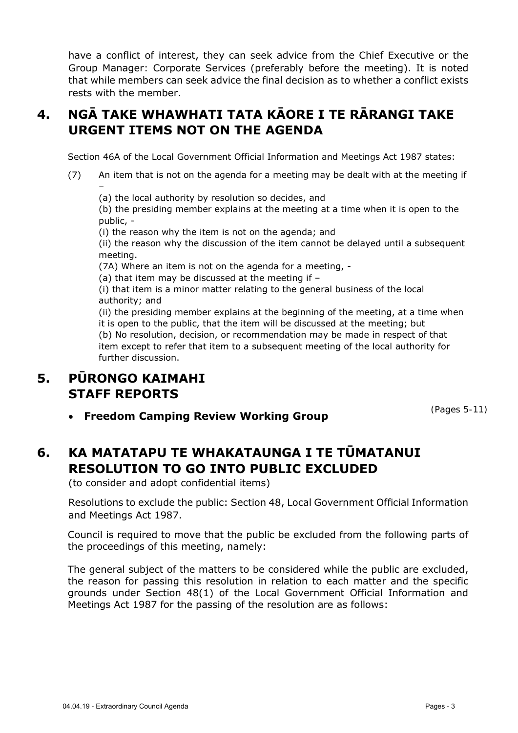have a conflict of interest, they can seek advice from the Chief Executive or the Group Manager: Corporate Services (preferably before the meeting). It is noted that while members can seek advice the final decision as to whether a conflict exists rests with the member.

## 4. NGĀ TAKE WHAWHATI TATA KĀORE I TE RĀRANGI TAKE URGENT ITEMS NOT ON THE AGENDA

Section 46A of the Local Government Official Information and Meetings Act 1987 states:

(7) An item that is not on the agenda for a meeting may be dealt with at the meeting if –

(a) the local authority by resolution so decides, and

(b) the presiding member explains at the meeting at a time when it is open to the public, -

(i) the reason why the item is not on the agenda; and

(ii) the reason why the discussion of the item cannot be delayed until a subsequent meeting.

(7A) Where an item is not on the agenda for a meeting, -

(a) that item may be discussed at the meeting if –

(i) that item is a minor matter relating to the general business of the local authority; and

(ii) the presiding member explains at the beginning of the meeting, at a time when it is open to the public, that the item will be discussed at the meeting; but

(b) No resolution, decision, or recommendation may be made in respect of that item except to refer that item to a subsequent meeting of the local authority for further discussion.

## 5. PŪRONGO KAIMAHI STAFF REPORTS

- **Freedom Camping Review Working Group** (Pages 5-11)

## 6. KA MATATAPU TE WHAKATAUNGA I TE TŪMATANUI RESOLUTION TO GO INTO PUBLIC EXCLUDED

(to consider and adopt confidential items)

Resolutions to exclude the public: Section 48, Local Government Official Information and Meetings Act 1987.

Council is required to move that the public be excluded from the following parts of the proceedings of this meeting, namely:

The general subject of the matters to be considered while the public are excluded, the reason for passing this resolution in relation to each matter and the specific grounds under Section 48(1) of the Local Government Official Information and Meetings Act 1987 for the passing of the resolution are as follows: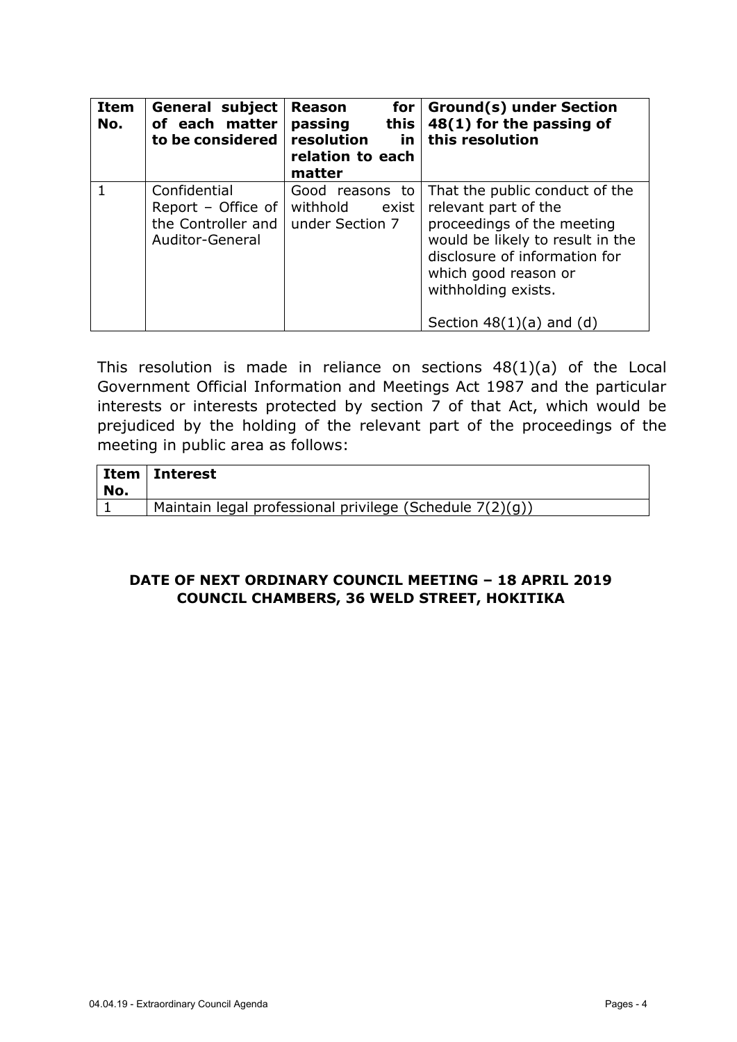| Item No. | General subject of each matter to be considered | Reason for passing this resolution in relation to each matter | Ground(s) under Section 48(1) for the passing of this resolution |
|---|---|---|---|
| 1 | Confidential Report – Office of the Controller and Auditor-General | Good reasons to withhold exist under Section 7 | That the public conduct of the relevant part of the proceedings of the meeting would be likely to result in the disclosure of information for which good reason or withholding exists.<br><br>Section 48(1)(a) and (d) |

This resolution is made in reliance on sections 48(1)(a) of the Local Government Official Information and Meetings Act 1987 and the particular interests or interests protected by section 7 of that Act, which would be prejudiced by the holding of the relevant part of the proceedings of the meeting in public area as follows:

| Item No. | Interest |
|---|---|
| 1 | Maintain legal professional privilege (Schedule 7(2)(g)) |

**DATE OF NEXT ORDINARY COUNCIL MEETING – 18 APRIL 2019**
**COUNCIL CHAMBERS, 36 WELD STREET, HOKITIKA**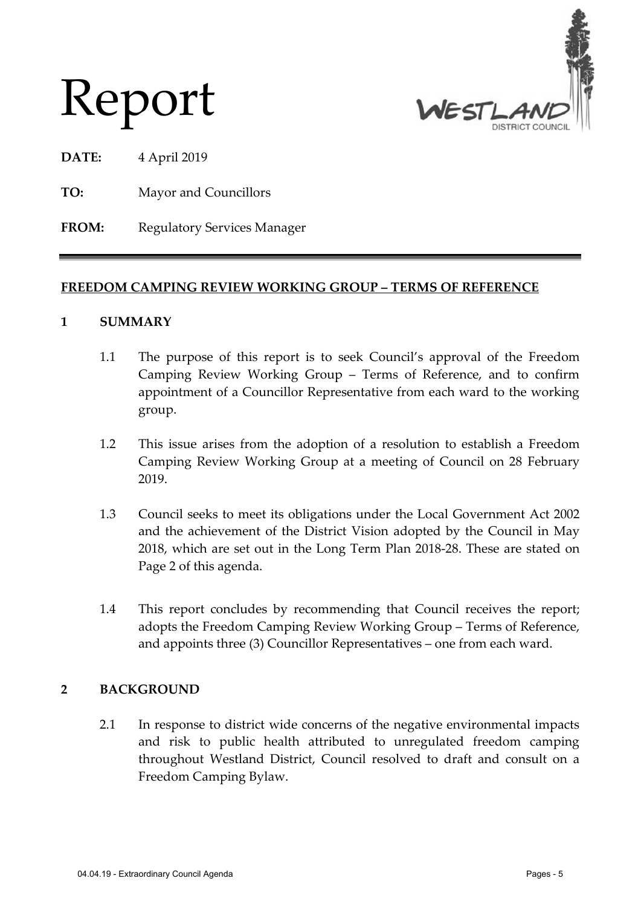# Report

**DATE:** 4 April 2019

**TO:** Mayor and Councillors

**FROM:** Regulatory Services Manager

---

**FREEDOM CAMPING REVIEW WORKING GROUP – TERMS OF REFERENCE**

## 1 SUMMARY

1.1 The purpose of this report is to seek Council's approval of the Freedom Camping Review Working Group – Terms of Reference, and to confirm appointment of a Councillor Representative from each ward to the working group.

1.2 This issue arises from the adoption of a resolution to establish a Freedom Camping Review Working Group at a meeting of Council on 28 February 2019.

1.3 Council seeks to meet its obligations under the Local Government Act 2002 and the achievement of the District Vision adopted by the Council in May 2018, which are set out in the Long Term Plan 2018-28. These are stated on Page 2 of this agenda.

1.4 This report concludes by recommending that Council receives the report; adopts the Freedom Camping Review Working Group – Terms of Reference, and appoints three (3) Councillor Representatives – one from each ward.

## 2 BACKGROUND

2.1 In response to district wide concerns of the negative environmental impacts and risk to public health attributed to unregulated freedom camping throughout Westland District, Council resolved to draft and consult on a Freedom Camping Bylaw.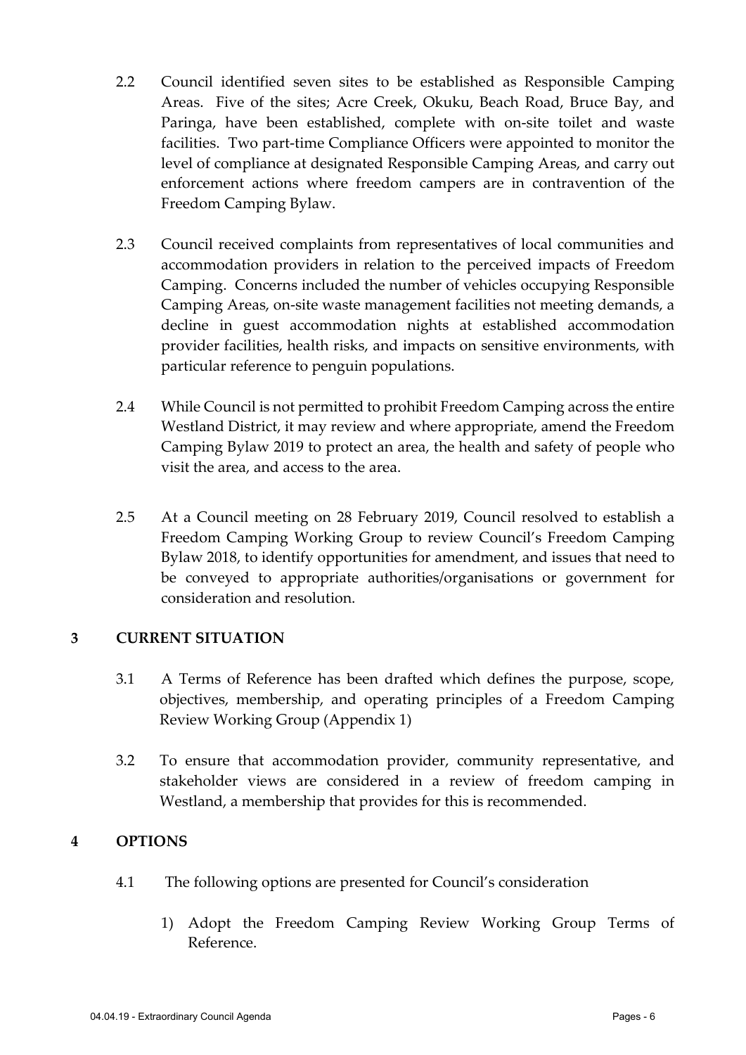2.2 Council identified seven sites to be established as Responsible Camping Areas. Five of the sites; Acre Creek, Okuku, Beach Road, Bruce Bay, and Paringa, have been established, complete with on-site toilet and waste facilities. Two part-time Compliance Officers were appointed to monitor the level of compliance at designated Responsible Camping Areas, and carry out enforcement actions where freedom campers are in contravention of the Freedom Camping Bylaw.

2.3 Council received complaints from representatives of local communities and accommodation providers in relation to the perceived impacts of Freedom Camping. Concerns included the number of vehicles occupying Responsible Camping Areas, on-site waste management facilities not meeting demands, a decline in guest accommodation nights at established accommodation provider facilities, health risks, and impacts on sensitive environments, with particular reference to penguin populations.

2.4 While Council is not permitted to prohibit Freedom Camping across the entire Westland District, it may review and where appropriate, amend the Freedom Camping Bylaw 2019 to protect an area, the health and safety of people who visit the area, and access to the area.

2.5 At a Council meeting on 28 February 2019, Council resolved to establish a Freedom Camping Working Group to review Council's Freedom Camping Bylaw 2018, to identify opportunities for amendment, and issues that need to be conveyed to appropriate authorities/organisations or government for consideration and resolution.

## 3 CURRENT SITUATION

3.1 A Terms of Reference has been drafted which defines the purpose, scope, objectives, membership, and operating principles of a Freedom Camping Review Working Group (Appendix 1)

3.2 To ensure that accommodation provider, community representative, and stakeholder views are considered in a review of freedom camping in Westland, a membership that provides for this is recommended.

## 4 OPTIONS

4.1 The following options are presented for Council's consideration

1) Adopt the Freedom Camping Review Working Group Terms of Reference.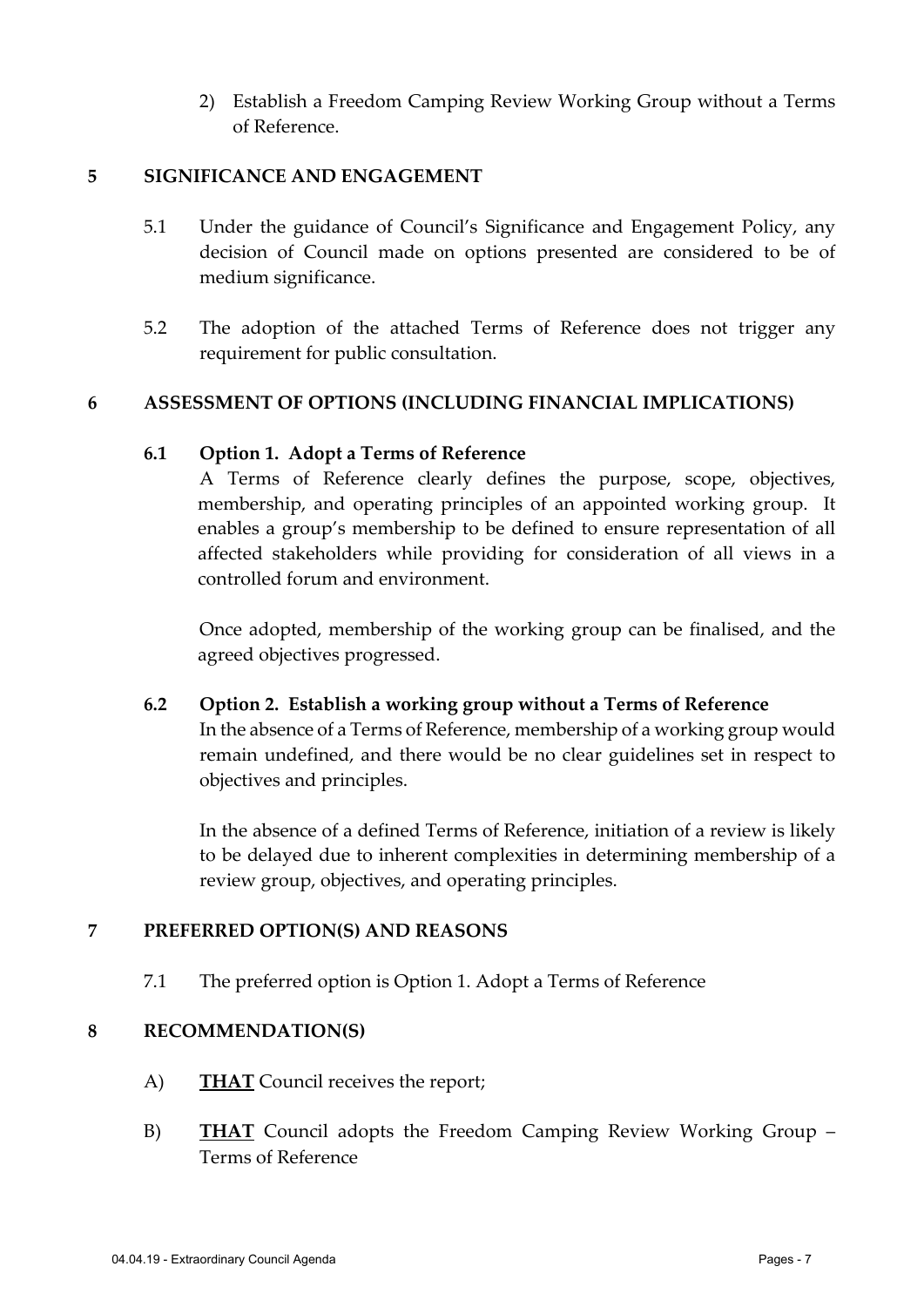2) Establish a Freedom Camping Review Working Group without a Terms of Reference.

## 5 SIGNIFICANCE AND ENGAGEMENT

5.1 Under the guidance of Council's Significance and Engagement Policy, any decision of Council made on options presented are considered to be of medium significance.

5.2 The adoption of the attached Terms of Reference does not trigger any requirement for public consultation.

## 6 ASSESSMENT OF OPTIONS (INCLUDING FINANCIAL IMPLICATIONS)

### 6.1 Option 1. Adopt a Terms of Reference

A Terms of Reference clearly defines the purpose, scope, objectives, membership, and operating principles of an appointed working group. It enables a group's membership to be defined to ensure representation of all affected stakeholders while providing for consideration of all views in a controlled forum and environment.

Once adopted, membership of the working group can be finalised, and the agreed objectives progressed.

### 6.2 Option 2. Establish a working group without a Terms of Reference

In the absence of a Terms of Reference, membership of a working group would remain undefined, and there would be no clear guidelines set in respect to objectives and principles.

In the absence of a defined Terms of Reference, initiation of a review is likely to be delayed due to inherent complexities in determining membership of a review group, objectives, and operating principles.

## 7 PREFERRED OPTION(S) AND REASONS

7.1 The preferred option is Option 1. Adopt a Terms of Reference

## 8 RECOMMENDATION(S)

A) **THAT** Council receives the report;

B) **THAT** Council adopts the Freedom Camping Review Working Group – Terms of Reference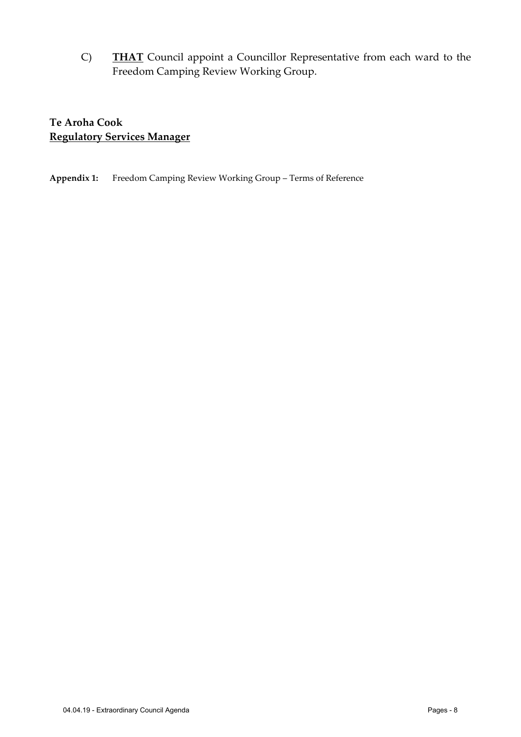C) **THAT** Council appoint a Councillor Representative from each ward to the Freedom Camping Review Working Group.

**Te Aroha Cook**
**Regulatory Services Manager**

**Appendix 1:** Freedom Camping Review Working Group – Terms of Reference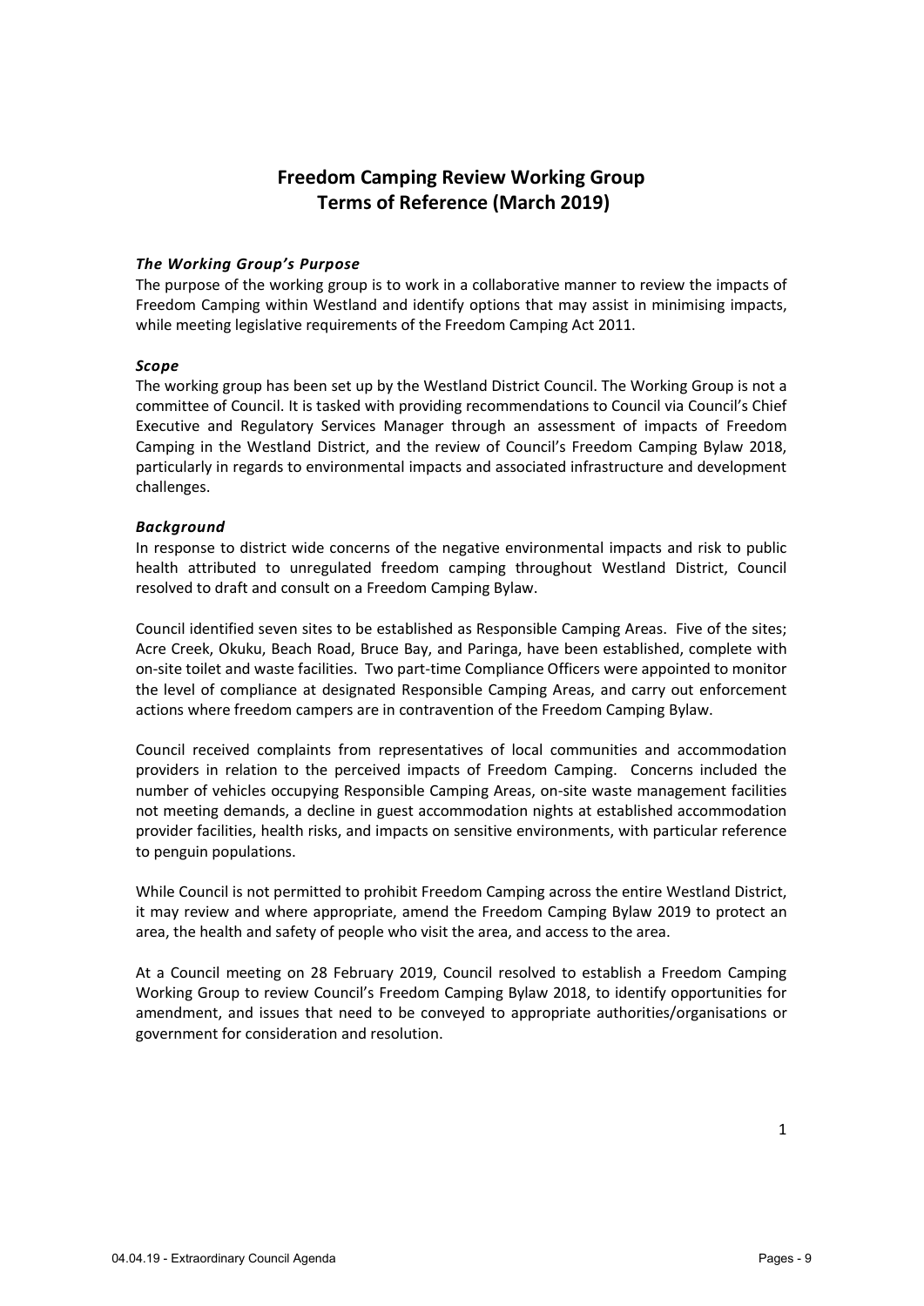# Freedom Camping Review Working Group Terms of Reference (March 2019)

***The Working Group's Purpose***

The purpose of the working group is to work in a collaborative manner to review the impacts of Freedom Camping within Westland and identify options that may assist in minimising impacts, while meeting legislative requirements of the Freedom Camping Act 2011.

***Scope***

The working group has been set up by the Westland District Council. The Working Group is not a committee of Council. It is tasked with providing recommendations to Council via Council's Chief Executive and Regulatory Services Manager through an assessment of impacts of Freedom Camping in the Westland District, and the review of Council's Freedom Camping Bylaw 2018, particularly in regards to environmental impacts and associated infrastructure and development challenges.

***Background***

In response to district wide concerns of the negative environmental impacts and risk to public health attributed to unregulated freedom camping throughout Westland District, Council resolved to draft and consult on a Freedom Camping Bylaw.

Council identified seven sites to be established as Responsible Camping Areas. Five of the sites; Acre Creek, Okuku, Beach Road, Bruce Bay, and Paringa, have been established, complete with on-site toilet and waste facilities. Two part-time Compliance Officers were appointed to monitor the level of compliance at designated Responsible Camping Areas, and carry out enforcement actions where freedom campers are in contravention of the Freedom Camping Bylaw.

Council received complaints from representatives of local communities and accommodation providers in relation to the perceived impacts of Freedom Camping. Concerns included the number of vehicles occupying Responsible Camping Areas, on-site waste management facilities not meeting demands, a decline in guest accommodation nights at established accommodation provider facilities, health risks, and impacts on sensitive environments, with particular reference to penguin populations.

While Council is not permitted to prohibit Freedom Camping across the entire Westland District, it may review and where appropriate, amend the Freedom Camping Bylaw 2019 to protect an area, the health and safety of people who visit the area, and access to the area.

At a Council meeting on 28 February 2019, Council resolved to establish a Freedom Camping Working Group to review Council's Freedom Camping Bylaw 2018, to identify opportunities for amendment, and issues that need to be conveyed to appropriate authorities/organisations or government for consideration and resolution.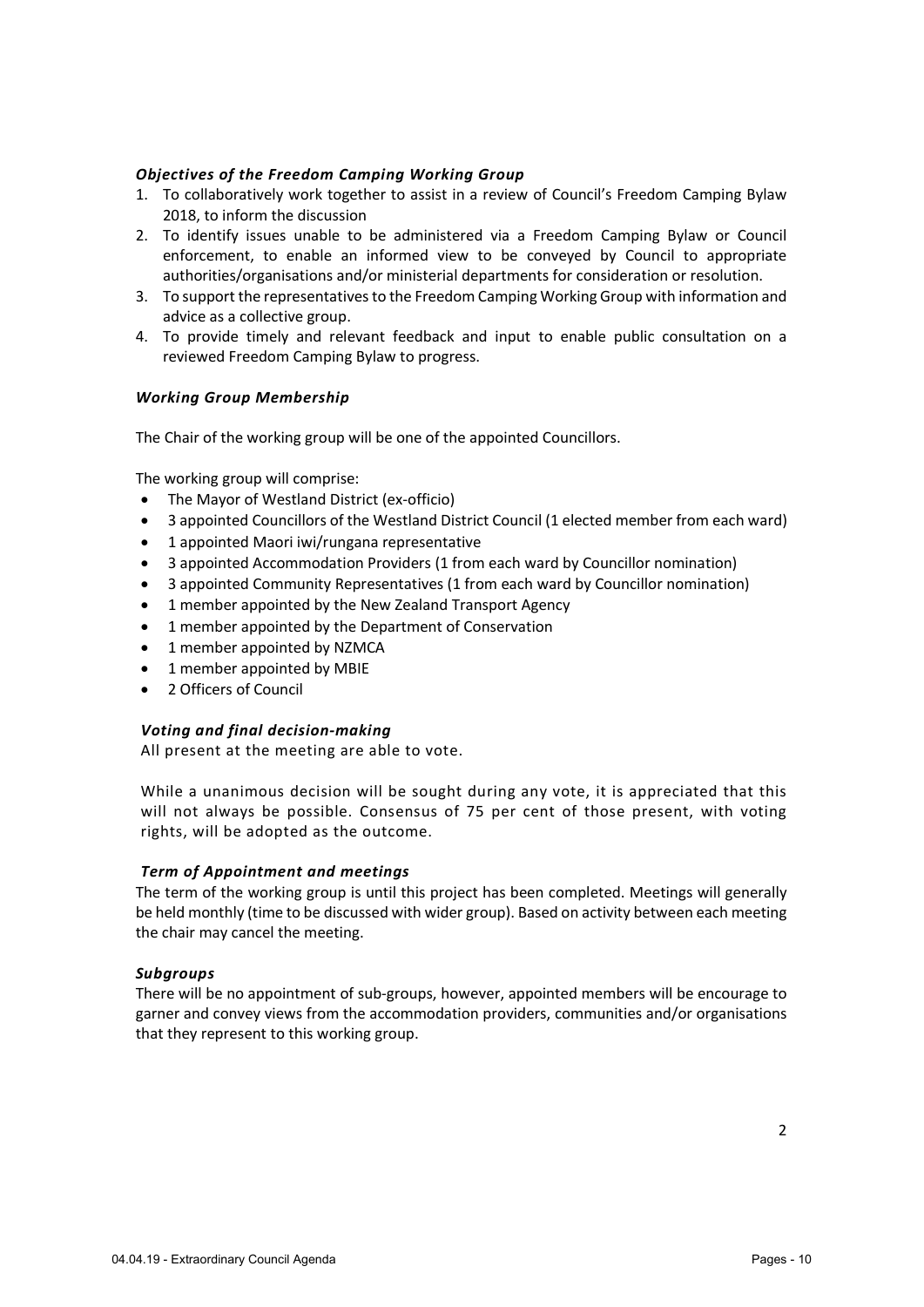### *Objectives of the Freedom Camping Working Group*

1. To collaboratively work together to assist in a review of Council's Freedom Camping Bylaw 2018, to inform the discussion
2. To identify issues unable to be administered via a Freedom Camping Bylaw or Council enforcement, to enable an informed view to be conveyed by Council to appropriate authorities/organisations and/or ministerial departments for consideration or resolution.
3. To support the representatives to the Freedom Camping Working Group with information and advice as a collective group.
4. To provide timely and relevant feedback and input to enable public consultation on a reviewed Freedom Camping Bylaw to progress.

### *Working Group Membership*

The Chair of the working group will be one of the appointed Councillors.

The working group will comprise:

- The Mayor of Westland District (ex-officio)
- 3 appointed Councillors of the Westland District Council (1 elected member from each ward)
- 1 appointed Maori iwi/rungana representative
- 3 appointed Accommodation Providers (1 from each ward by Councillor nomination)
- 3 appointed Community Representatives (1 from each ward by Councillor nomination)
- 1 member appointed by the New Zealand Transport Agency
- 1 member appointed by the Department of Conservation
- 1 member appointed by NZMCA
- 1 member appointed by MBIE
- 2 Officers of Council

### *Voting and final decision-making*

All present at the meeting are able to vote.

While a unanimous decision will be sought during any vote, it is appreciated that this will not always be possible. Consensus of 75 per cent of those present, with voting rights, will be adopted as the outcome.

### *Term of Appointment and meetings*

The term of the working group is until this project has been completed. Meetings will generally be held monthly (time to be discussed with wider group). Based on activity between each meeting the chair may cancel the meeting.

### *Subgroups*

There will be no appointment of sub-groups, however, appointed members will be encourage to garner and convey views from the accommodation providers, communities and/or organisations that they represent to this working group.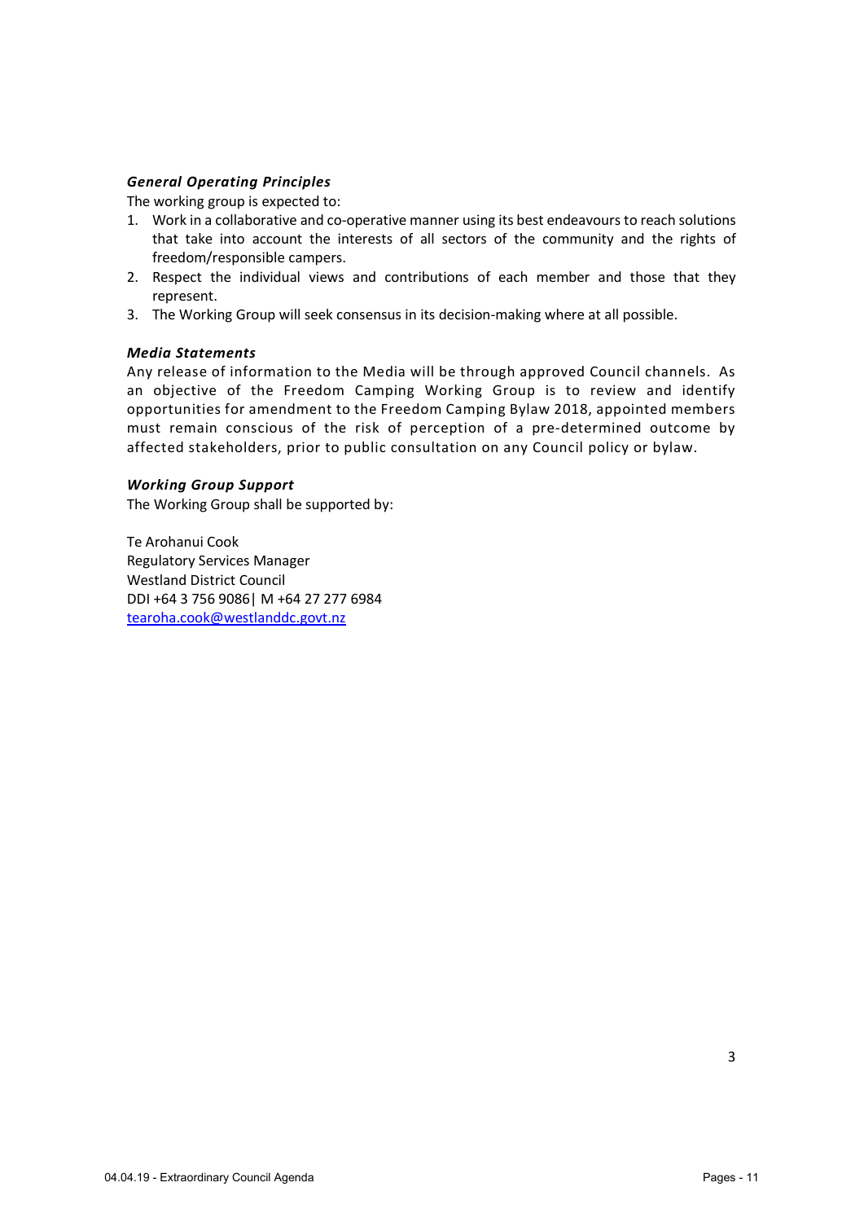### *General Operating Principles*

The working group is expected to:

1. Work in a collaborative and co-operative manner using its best endeavours to reach solutions that take into account the interests of all sectors of the community and the rights of freedom/responsible campers.
2. Respect the individual views and contributions of each member and those that they represent.
3. The Working Group will seek consensus in its decision-making where at all possible.

### *Media Statements*

Any release of information to the Media will be through approved Council channels. As an objective of the Freedom Camping Working Group is to review and identify opportunities for amendment to the Freedom Camping Bylaw 2018, appointed members must remain conscious of the risk of perception of a pre-determined outcome by affected stakeholders, prior to public consultation on any Council policy or bylaw.

### *Working Group Support*

The Working Group shall be supported by:

Te Arohanui Cook
Regulatory Services Manager
Westland District Council
DDI +64 3 756 9086| M +64 27 277 6984
tearoha.cook@westlanddc.govt.nz